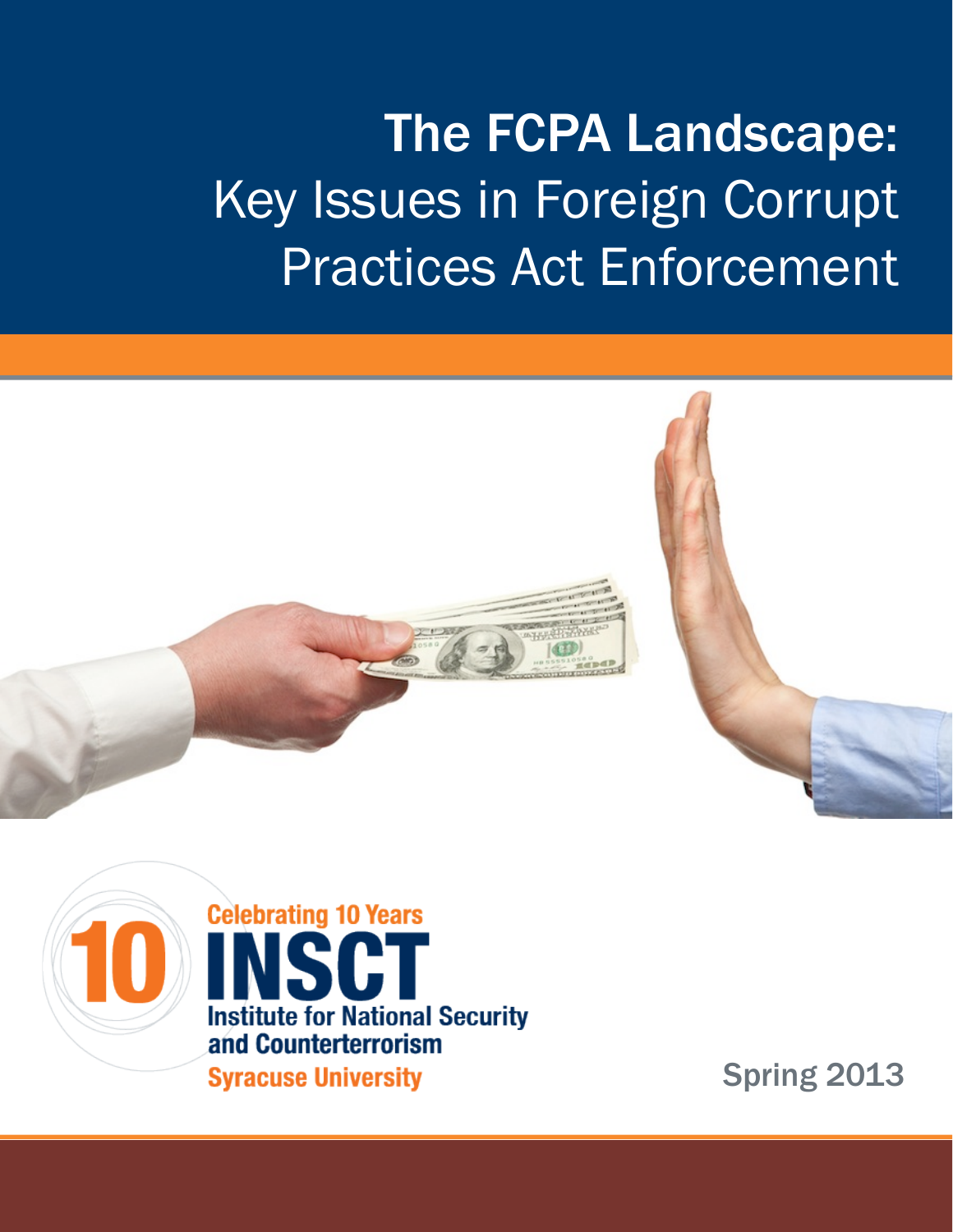# The FCPA Landscape: Key Issues in Foreign Corrupt Practices Act Enforcement

Celebrating 10 Years

INSCT

Institute for National Security and Counterterrorism

Syracuse University

Spring 2013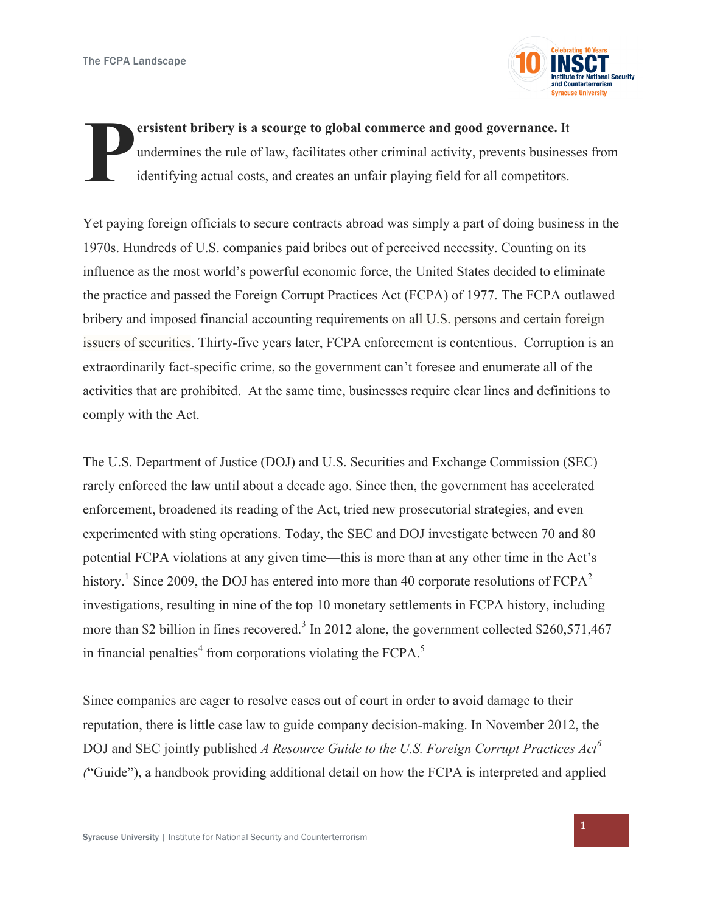Persistent bribery is a scourge to global commerce and good governance. It undermines the rule of law, facilitates other criminal activity, prevents businesses from identifying actual costs, and creates an unfair playing field for all competitors.

Yet paying foreign officials to secure contracts abroad was simply a part of doing business in the 1970s. Hundreds of U.S. companies paid bribes out of perceived necessity. Counting on its influence as the most world's powerful economic force, the United States decided to eliminate the practice and passed the Foreign Corrupt Practices Act (FCPA) of 1977. The FCPA outlawed bribery and imposed financial accounting requirements on all U.S. persons and certain foreign issuers of securities. Thirty-five years later, FCPA enforcement is contentious. Corruption is an extraordinarily fact-specific crime, so the government can't foresee and enumerate all of the activities that are prohibited. At the same time, businesses require clear lines and definitions to comply with the Act.

The U.S. Department of Justice (DOJ) and U.S. Securities and Exchange Commission (SEC) rarely enforced the law until about a decade ago. Since then, the government has accelerated enforcement, broadened its reading of the Act, tried new prosecutorial strategies, and even experimented with sting operations. Today, the SEC and DOJ investigate between 70 and 80 potential FCPA violations at any given time—this is more than at any other time in the Act's history.[1] Since 2009, the DOJ has entered into more than 40 corporate resolutions of FCPA[2] investigations, resulting in nine of the top 10 monetary settlements in FCPA history, including more than \$2 billion in fines recovered.[3] In 2012 alone, the government collected \$260,571,467 in financial penalties[4] from corporations violating the FCPA.[5]

Since companies are eager to resolve cases out of court in order to avoid damage to their reputation, there is little case law to guide company decision-making. In November 2012, the DOJ and SEC jointly published *A Resource Guide to the U.S. Foreign Corrupt Practices Act*[6] ("Guide"), a handbook providing additional detail on how the FCPA is interpreted and applied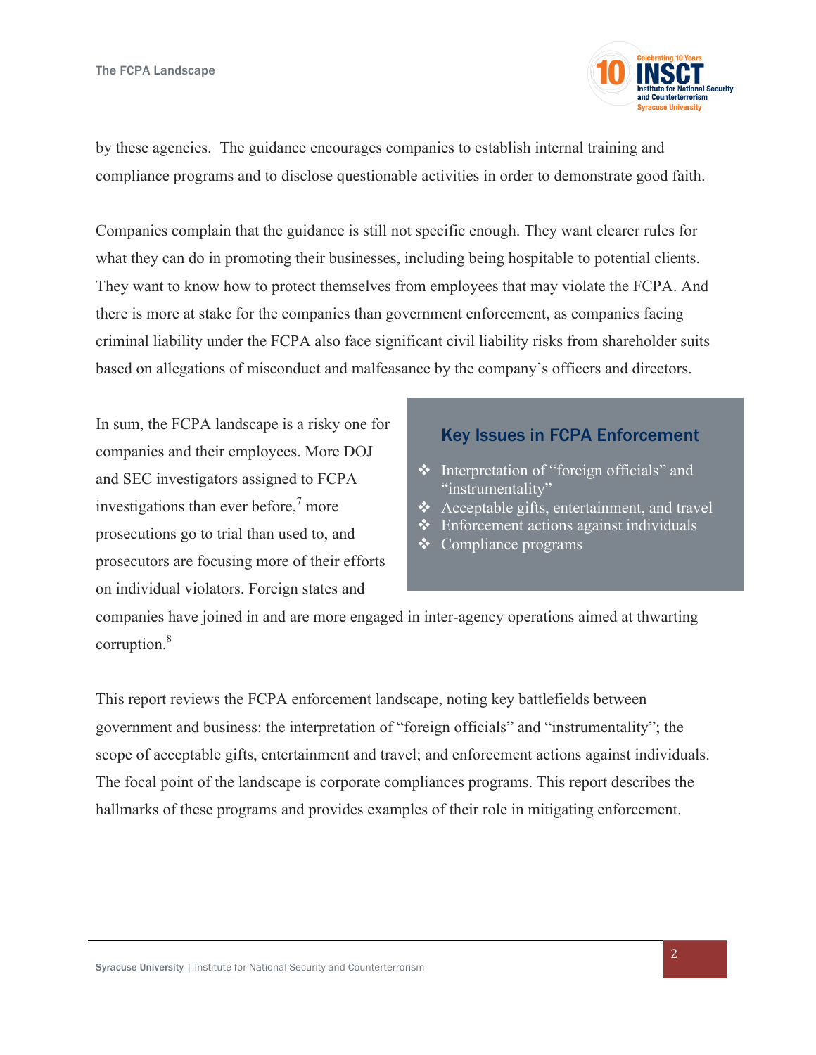by these agencies. The guidance encourages companies to establish internal training and compliance programs and to disclose questionable activities in order to demonstrate good faith.

Companies complain that the guidance is still not specific enough. They want clearer rules for what they can do in promoting their businesses, including being hospitable to potential clients. They want to know how to protect themselves from employees that may violate the FCPA. And there is more at stake for the companies than government enforcement, as companies facing criminal liability under the FCPA also face significant civil liability risks from shareholder suits based on allegations of misconduct and malfeasance by the company's officers and directors.

In sum, the FCPA landscape is a risky one for companies and their employees. More DOJ and SEC investigators assigned to FCPA investigations than ever before,[7] more prosecutions go to trial than used to, and prosecutors are focusing more of their efforts on individual violators. Foreign states and companies have joined in and are more engaged in inter-agency operations aimed at thwarting corruption.[8]

### Key Issues in FCPA Enforcement

- Interpretation of "foreign officials" and "instrumentality"
- Acceptable gifts, entertainment, and travel
- Enforcement actions against individuals
- Compliance programs

This report reviews the FCPA enforcement landscape, noting key battlefields between government and business: the interpretation of "foreign officials" and "instrumentality"; the scope of acceptable gifts, entertainment and travel; and enforcement actions against individuals. The focal point of the landscape is corporate compliances programs. This report describes the hallmarks of these programs and provides examples of their role in mitigating enforcement.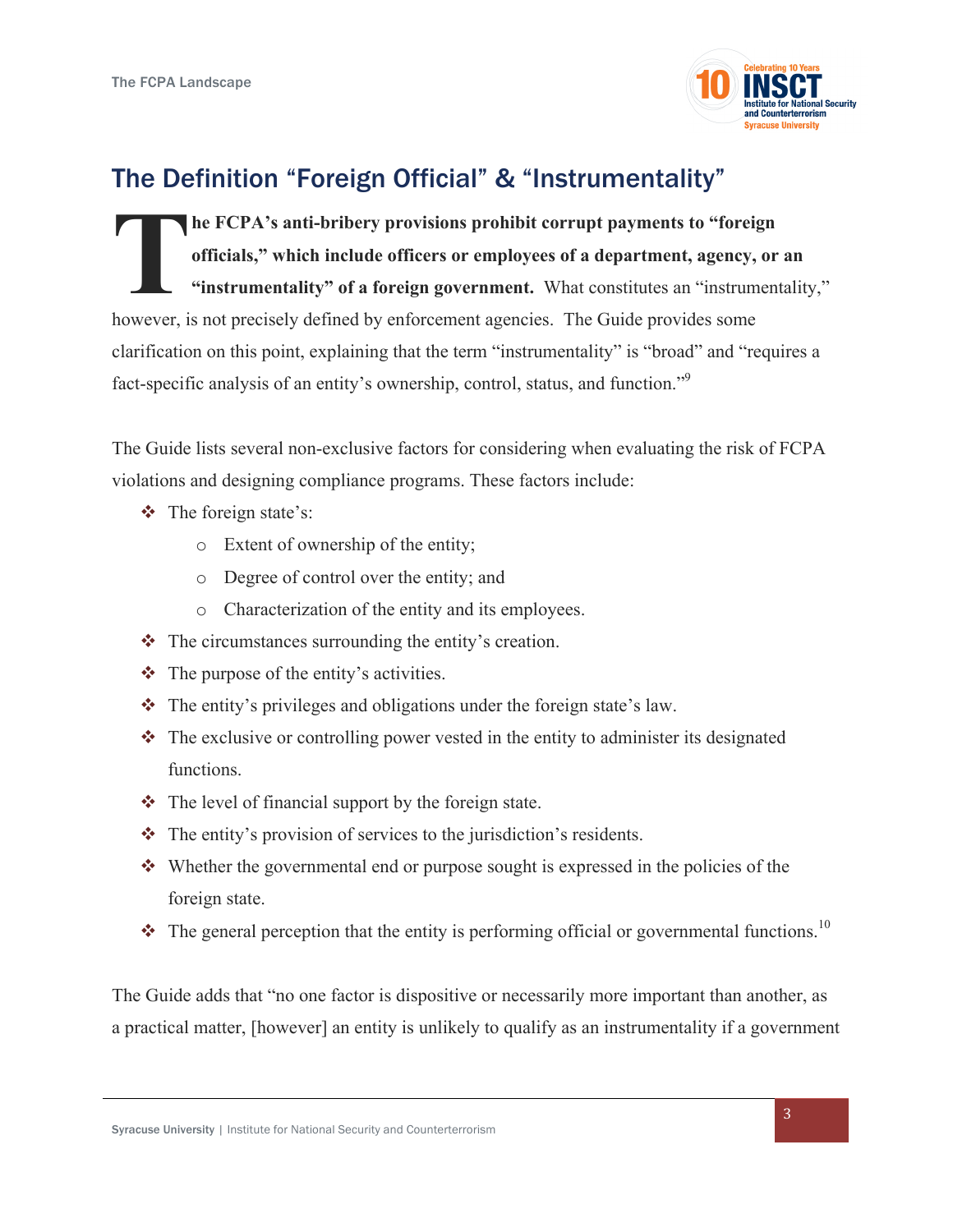## The Definition "Foreign Official" & "Instrumentality"

**The FCPA's anti-bribery provisions prohibit corrupt payments to "foreign officials," which include officers or employees of a department, agency, or an "instrumentality" of a foreign government.** What constitutes an "instrumentality," however, is not precisely defined by enforcement agencies. The Guide provides some clarification on this point, explaining that the term "instrumentality" is "broad" and "requires a fact-specific analysis of an entity's ownership, control, status, and function."[9]

The Guide lists several non-exclusive factors for considering when evaluating the risk of FCPA violations and designing compliance programs. These factors include:

- The foreign state's:
  - Extent of ownership of the entity;
  - Degree of control over the entity; and
  - Characterization of the entity and its employees.
- The circumstances surrounding the entity's creation.
- The purpose of the entity's activities.
- The entity's privileges and obligations under the foreign state's law.
- The exclusive or controlling power vested in the entity to administer its designated functions.
- The level of financial support by the foreign state.
- The entity's provision of services to the jurisdiction's residents.
- Whether the governmental end or purpose sought is expressed in the policies of the foreign state.
- The general perception that the entity is performing official or governmental functions.[10]

The Guide adds that "no one factor is dispositive or necessarily more important than another, as a practical matter, [however] an entity is unlikely to qualify as an instrumentality if a government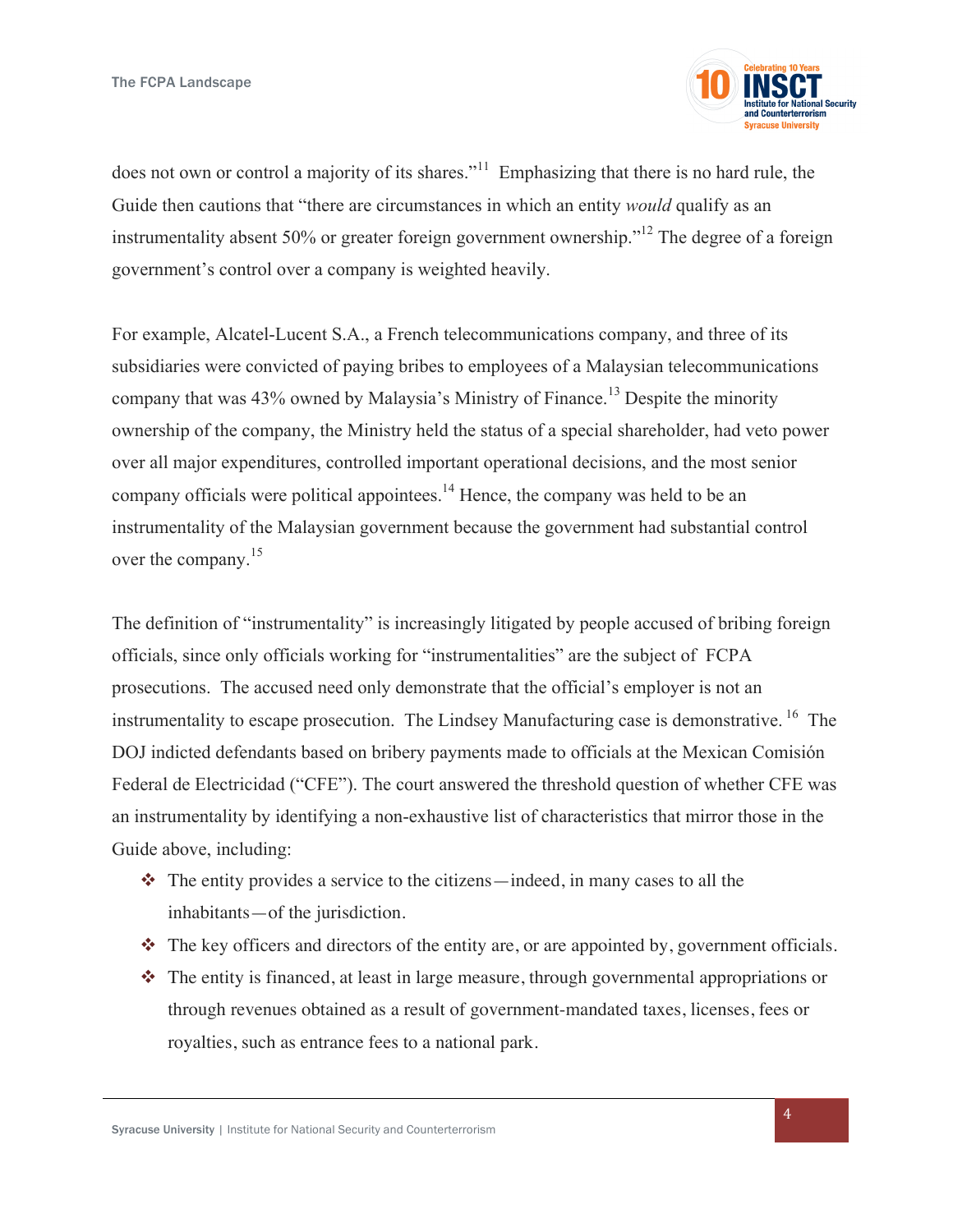does not own or control a majority of its shares."[11] Emphasizing that there is no hard rule, the Guide then cautions that "there are circumstances in which an entity *would* qualify as an instrumentality absent 50% or greater foreign government ownership."[12] The degree of a foreign government's control over a company is weighted heavily.

For example, Alcatel-Lucent S.A., a French telecommunications company, and three of its subsidiaries were convicted of paying bribes to employees of a Malaysian telecommunications company that was 43% owned by Malaysia's Ministry of Finance.[13] Despite the minority ownership of the company, the Ministry held the status of a special shareholder, had veto power over all major expenditures, controlled important operational decisions, and the most senior company officials were political appointees.[14] Hence, the company was held to be an instrumentality of the Malaysian government because the government had substantial control over the company.[15]

The definition of "instrumentality" is increasingly litigated by people accused of bribing foreign officials, since only officials working for "instrumentalities" are the subject of FCPA prosecutions. The accused need only demonstrate that the official's employer is not an instrumentality to escape prosecution. The Lindsey Manufacturing case is demonstrative.[16] The DOJ indicted defendants based on bribery payments made to officials at the Mexican Comisión Federal de Electricidad ("CFE"). The court answered the threshold question of whether CFE was an instrumentality by identifying a non-exhaustive list of characteristics that mirror those in the Guide above, including:

- The entity provides a service to the citizens—indeed, in many cases to all the inhabitants—of the jurisdiction.
- The key officers and directors of the entity are, or are appointed by, government officials.
- The entity is financed, at least in large measure, through governmental appropriations or through revenues obtained as a result of government-mandated taxes, licenses, fees or royalties, such as entrance fees to a national park.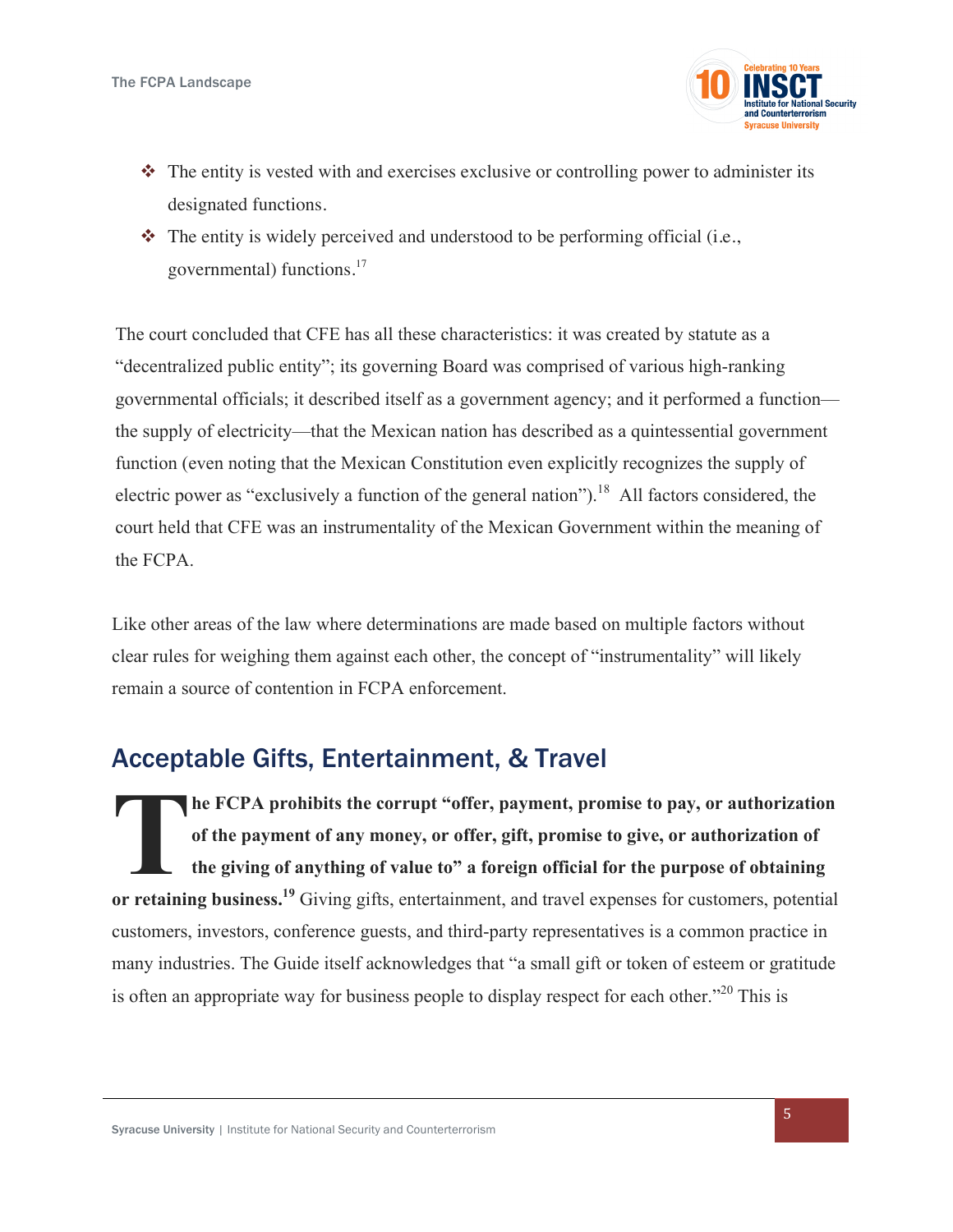- The entity is vested with and exercises exclusive or controlling power to administer its designated functions.
- The entity is widely perceived and understood to be performing official (i.e., governmental) functions.[17]

The court concluded that CFE has all these characteristics: it was created by statute as a "decentralized public entity"; its governing Board was comprised of various high-ranking governmental officials; it described itself as a government agency; and it performed a function—the supply of electricity—that the Mexican nation has described as a quintessential government function (even noting that the Mexican Constitution even explicitly recognizes the supply of electric power as "exclusively a function of the general nation").[18] All factors considered, the court held that CFE was an instrumentality of the Mexican Government within the meaning of the FCPA.

Like other areas of the law where determinations are made based on multiple factors without clear rules for weighing them against each other, the concept of "instrumentality" will likely remain a source of contention in FCPA enforcement.

## Acceptable Gifts, Entertainment, & Travel

**The FCPA prohibits the corrupt "offer, payment, promise to pay, or authorization of the payment of any money, or offer, gift, promise to give, or authorization of the giving of anything of value to" a foreign official for the purpose of obtaining or retaining business.**[19] Giving gifts, entertainment, and travel expenses for customers, potential customers, investors, conference guests, and third-party representatives is a common practice in many industries. The Guide itself acknowledges that "a small gift or token of esteem or gratitude is often an appropriate way for business people to display respect for each other."[20] This is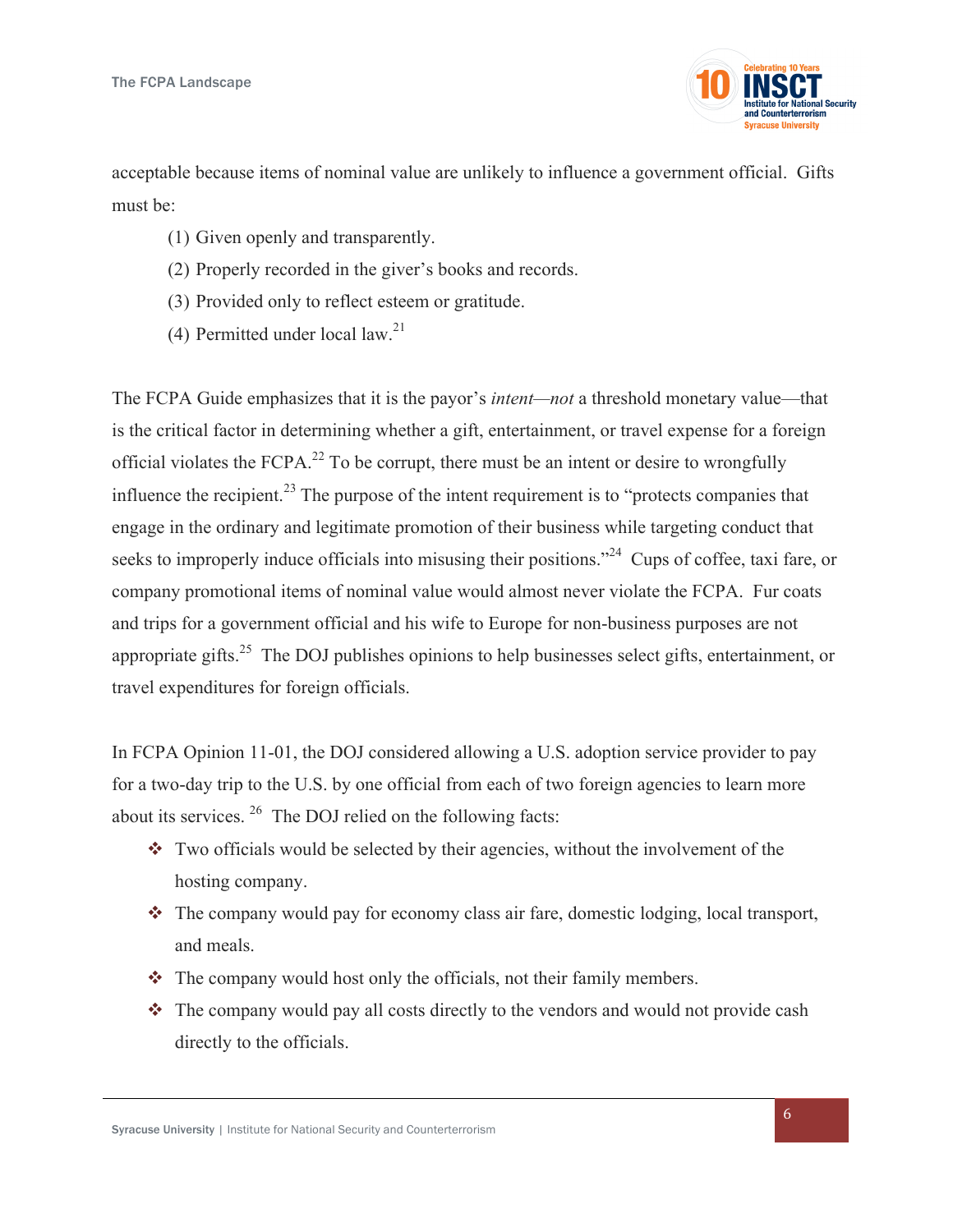acceptable because items of nominal value are unlikely to influence a government official. Gifts must be:

(1) Given openly and transparently.

(2) Properly recorded in the giver's books and records.

(3) Provided only to reflect esteem or gratitude.

(4) Permitted under local law.[21]

The FCPA Guide emphasizes that it is the payor's *intent*—*not* a threshold monetary value—that is the critical factor in determining whether a gift, entertainment, or travel expense for a foreign official violates the FCPA.[22] To be corrupt, there must be an intent or desire to wrongfully influence the recipient.[23] The purpose of the intent requirement is to "protects companies that engage in the ordinary and legitimate promotion of their business while targeting conduct that seeks to improperly induce officials into misusing their positions."[24] Cups of coffee, taxi fare, or company promotional items of nominal value would almost never violate the FCPA. Fur coats and trips for a government official and his wife to Europe for non-business purposes are not appropriate gifts.[25] The DOJ publishes opinions to help businesses select gifts, entertainment, or travel expenditures for foreign officials.

In FCPA Opinion 11-01, the DOJ considered allowing a U.S. adoption service provider to pay for a two-day trip to the U.S. by one official from each of two foreign agencies to learn more about its services.[26] The DOJ relied on the following facts:

- Two officials would be selected by their agencies, without the involvement of the hosting company.
- The company would pay for economy class air fare, domestic lodging, local transport, and meals.
- The company would host only the officials, not their family members.
- The company would pay all costs directly to the vendors and would not provide cash directly to the officials.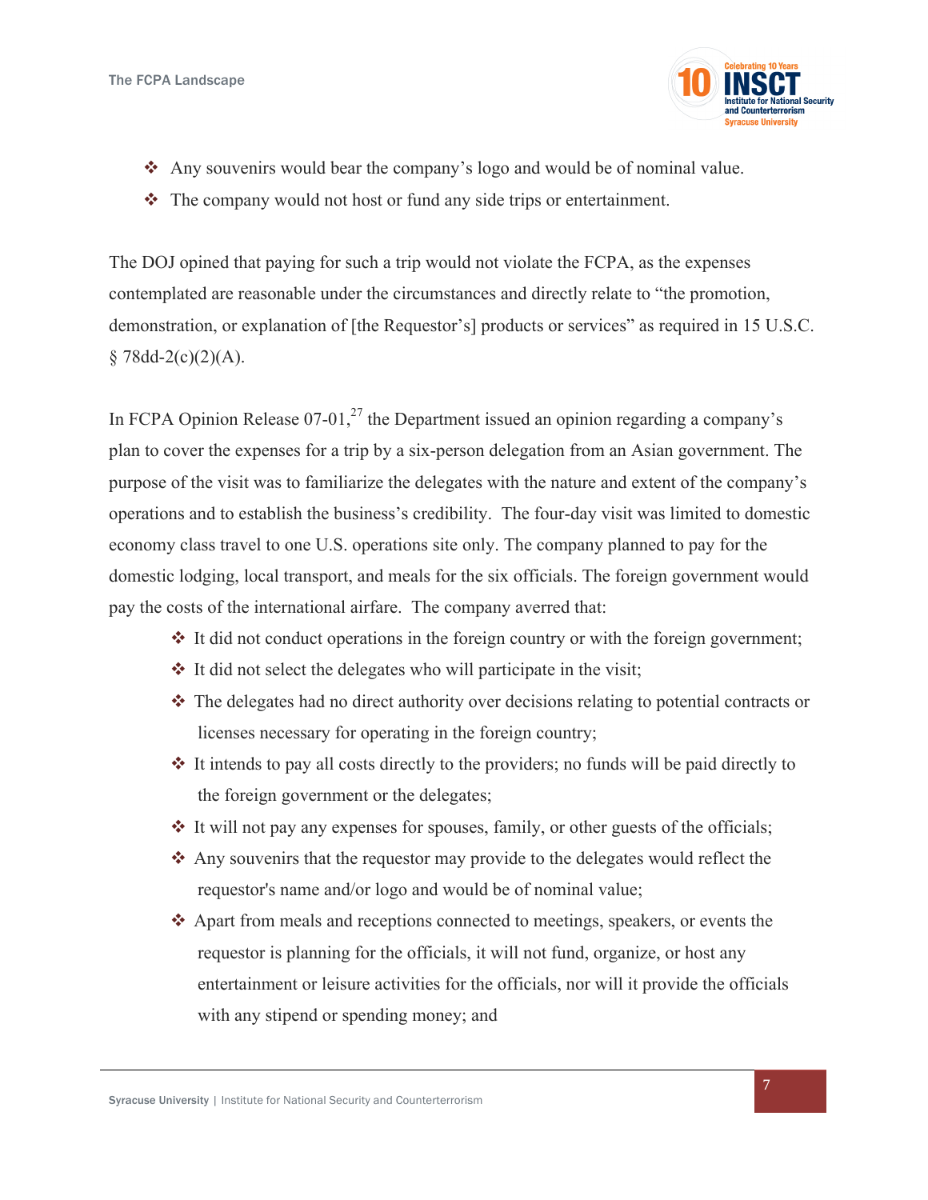- Any souvenirs would bear the company's logo and would be of nominal value.
- The company would not host or fund any side trips or entertainment.

The DOJ opined that paying for such a trip would not violate the FCPA, as the expenses contemplated are reasonable under the circumstances and directly relate to "the promotion, demonstration, or explanation of [the Requestor's] products or services" as required in 15 U.S.C. § 78dd-2(c)(2)(A).

In FCPA Opinion Release 07-01,[27] the Department issued an opinion regarding a company's plan to cover the expenses for a trip by a six-person delegation from an Asian government. The purpose of the visit was to familiarize the delegates with the nature and extent of the company's operations and to establish the business's credibility. The four-day visit was limited to domestic economy class travel to one U.S. operations site only. The company planned to pay for the domestic lodging, local transport, and meals for the six officials. The foreign government would pay the costs of the international airfare. The company averred that:

- It did not conduct operations in the foreign country or with the foreign government;
- It did not select the delegates who will participate in the visit;
- The delegates had no direct authority over decisions relating to potential contracts or licenses necessary for operating in the foreign country;
- It intends to pay all costs directly to the providers; no funds will be paid directly to the foreign government or the delegates;
- It will not pay any expenses for spouses, family, or other guests of the officials;
- Any souvenirs that the requestor may provide to the delegates would reflect the requestor's name and/or logo and would be of nominal value;
- Apart from meals and receptions connected to meetings, speakers, or events the requestor is planning for the officials, it will not fund, organize, or host any entertainment or leisure activities for the officials, nor will it provide the officials with any stipend or spending money; and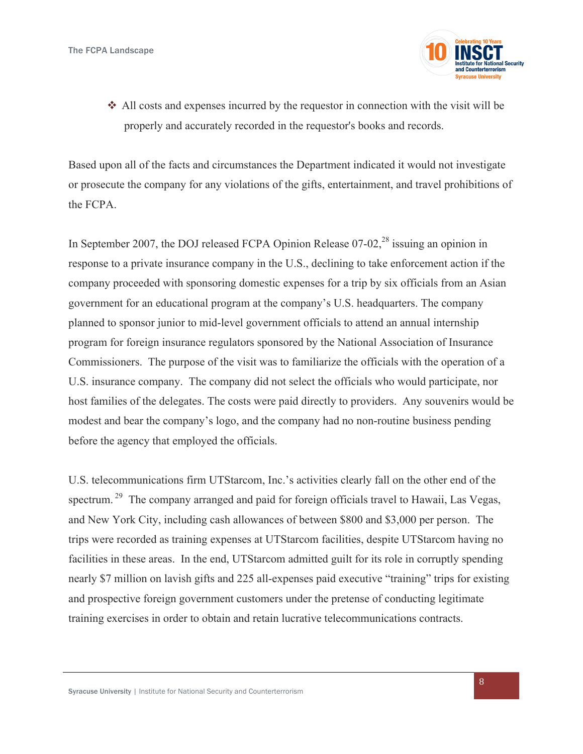- ❖ All costs and expenses incurred by the requestor in connection with the visit will be properly and accurately recorded in the requestor's books and records.

Based upon all of the facts and circumstances the Department indicated it would not investigate or prosecute the company for any violations of the gifts, entertainment, and travel prohibitions of the FCPA.

In September 2007, the DOJ released FCPA Opinion Release 07-02,[28] issuing an opinion in response to a private insurance company in the U.S., declining to take enforcement action if the company proceeded with sponsoring domestic expenses for a trip by six officials from an Asian government for an educational program at the company's U.S. headquarters. The company planned to sponsor junior to mid-level government officials to attend an annual internship program for foreign insurance regulators sponsored by the National Association of Insurance Commissioners. The purpose of the visit was to familiarize the officials with the operation of a U.S. insurance company. The company did not select the officials who would participate, nor host families of the delegates. The costs were paid directly to providers. Any souvenirs would be modest and bear the company's logo, and the company had no non-routine business pending before the agency that employed the officials.

U.S. telecommunications firm UTStarcom, Inc.'s activities clearly fall on the other end of the spectrum.[29] The company arranged and paid for foreign officials travel to Hawaii, Las Vegas, and New York City, including cash allowances of between $800 and $3,000 per person. The trips were recorded as training expenses at UTStarcom facilities, despite UTStarcom having no facilities in these areas. In the end, UTStarcom admitted guilt for its role in corruptly spending nearly $7 million on lavish gifts and 225 all-expenses paid executive "training" trips for existing and prospective foreign government customers under the pretense of conducting legitimate training exercises in order to obtain and retain lucrative telecommunications contracts.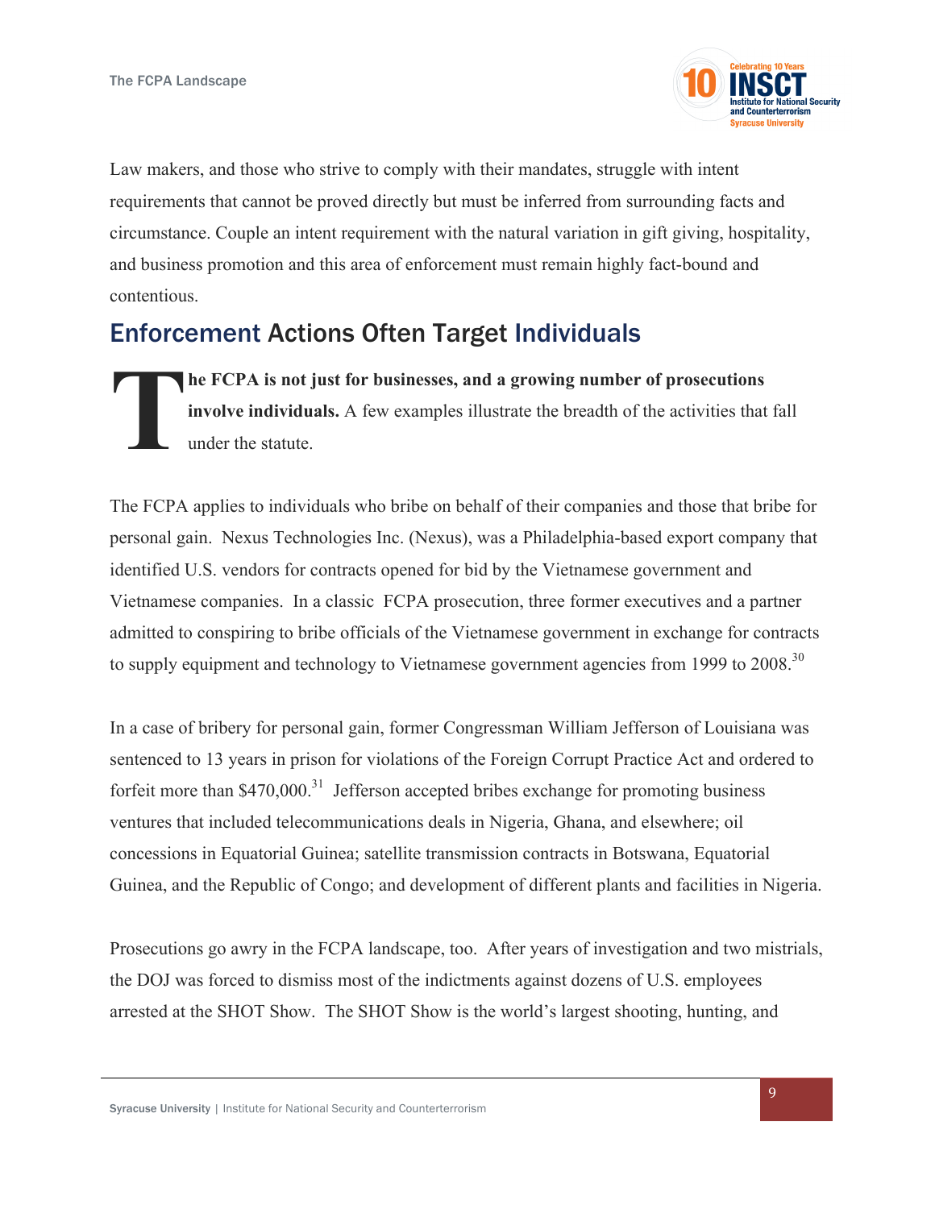Law makers, and those who strive to comply with their mandates, struggle with intent requirements that cannot be proved directly but must be inferred from surrounding facts and circumstance. Couple an intent requirement with the natural variation in gift giving, hospitality, and business promotion and this area of enforcement must remain highly fact-bound and contentious.

## Enforcement Actions Often Target Individuals

**The FCPA is not just for businesses, and a growing number of prosecutions involve individuals.** A few examples illustrate the breadth of the activities that fall under the statute.

The FCPA applies to individuals who bribe on behalf of their companies and those that bribe for personal gain. Nexus Technologies Inc. (Nexus), was a Philadelphia-based export company that identified U.S. vendors for contracts opened for bid by the Vietnamese government and Vietnamese companies. In a classic FCPA prosecution, three former executives and a partner admitted to conspiring to bribe officials of the Vietnamese government in exchange for contracts to supply equipment and technology to Vietnamese government agencies from 1999 to 2008.[30]

In a case of bribery for personal gain, former Congressman William Jefferson of Louisiana was sentenced to 13 years in prison for violations of the Foreign Corrupt Practice Act and ordered to forfeit more than $470,000.[31] Jefferson accepted bribes exchange for promoting business ventures that included telecommunications deals in Nigeria, Ghana, and elsewhere; oil concessions in Equatorial Guinea; satellite transmission contracts in Botswana, Equatorial Guinea, and the Republic of Congo; and development of different plants and facilities in Nigeria.

Prosecutions go awry in the FCPA landscape, too. After years of investigation and two mistrials, the DOJ was forced to dismiss most of the indictments against dozens of U.S. employees arrested at the SHOT Show. The SHOT Show is the world's largest shooting, hunting, and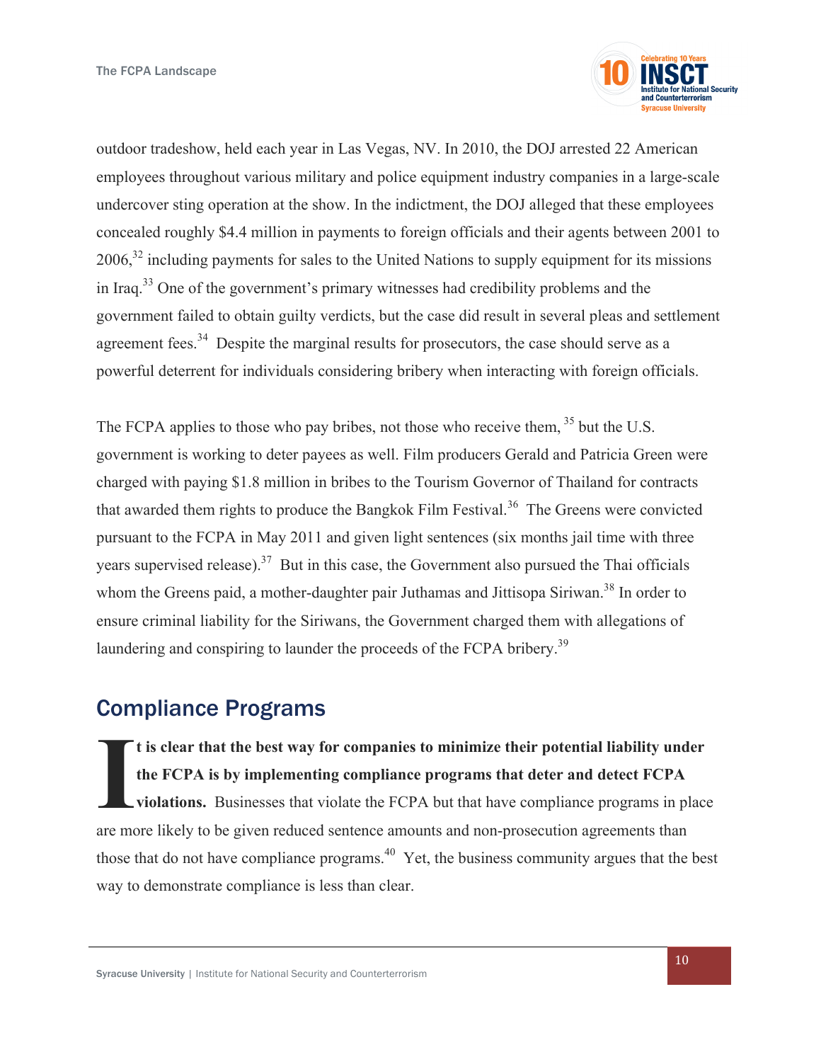outdoor tradeshow, held each year in Las Vegas, NV. In 2010, the DOJ arrested 22 American employees throughout various military and police equipment industry companies in a large-scale undercover sting operation at the show. In the indictment, the DOJ alleged that these employees concealed roughly $4.4 million in payments to foreign officials and their agents between 2001 to 2006,[32] including payments for sales to the United Nations to supply equipment for its missions in Iraq.[33] One of the government's primary witnesses had credibility problems and the government failed to obtain guilty verdicts, but the case did result in several pleas and settlement agreement fees.[34] Despite the marginal results for prosecutors, the case should serve as a powerful deterrent for individuals considering bribery when interacting with foreign officials.

The FCPA applies to those who pay bribes, not those who receive them,[35] but the U.S. government is working to deter payees as well. Film producers Gerald and Patricia Green were charged with paying $1.8 million in bribes to the Tourism Governor of Thailand for contracts that awarded them rights to produce the Bangkok Film Festival.[36] The Greens were convicted pursuant to the FCPA in May 2011 and given light sentences (six months jail time with three years supervised release).[37] But in this case, the Government also pursued the Thai officials whom the Greens paid, a mother-daughter pair Juthamas and Jittisopa Siriwan.[38] In order to ensure criminal liability for the Siriwans, the Government charged them with allegations of laundering and conspiring to launder the proceeds of the FCPA bribery.[39]

## Compliance Programs

**It is clear that the best way for companies to minimize their potential liability under the FCPA is by implementing compliance programs that deter and detect FCPA violations.** Businesses that violate the FCPA but that have compliance programs in place are more likely to be given reduced sentence amounts and non-prosecution agreements than those that do not have compliance programs.[40] Yet, the business community argues that the best way to demonstrate compliance is less than clear.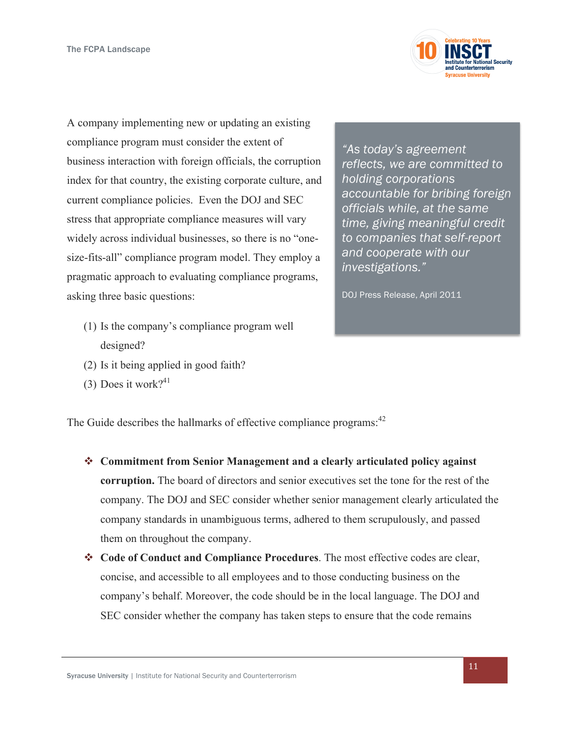A company implementing new or updating an existing compliance program must consider the extent of business interaction with foreign officials, the corruption index for that country, the existing corporate culture, and current compliance policies. Even the DOJ and SEC stress that appropriate compliance measures will vary widely across individual businesses, so there is no "one-size-fits-all" compliance program model. They employ a pragmatic approach to evaluating compliance programs, asking three basic questions:

> *"As today's agreement reflects, we are committed to holding corporations accountable for bribing foreign officials while, at the same time, giving meaningful credit to companies that self-report and cooperate with our investigations."*
>
> DOJ Press Release, April 2011

(1) Is the company's compliance program well designed?
(2) Is it being applied in good faith?
(3) Does it work?[41]

The Guide describes the hallmarks of effective compliance programs:[42]

- **Commitment from Senior Management and a clearly articulated policy against corruption.** The board of directors and senior executives set the tone for the rest of the company. The DOJ and SEC consider whether senior management clearly articulated the company standards in unambiguous terms, adhered to them scrupulously, and passed them on throughout the company.
- **Code of Conduct and Compliance Procedures**. The most effective codes are clear, concise, and accessible to all employees and to those conducting business on the company's behalf. Moreover, the code should be in the local language. The DOJ and SEC consider whether the company has taken steps to ensure that the code remains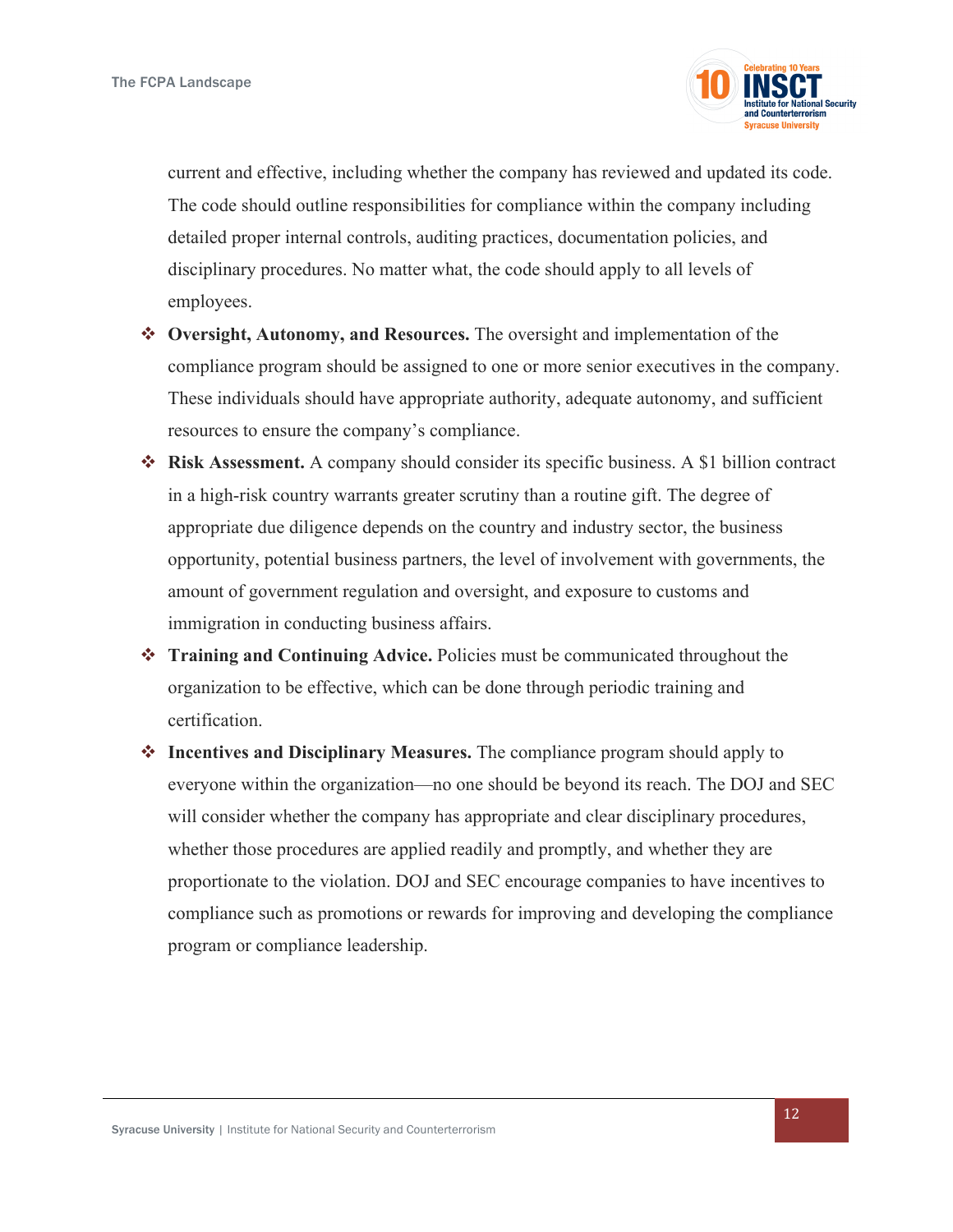current and effective, including whether the company has reviewed and updated its code. The code should outline responsibilities for compliance within the company including detailed proper internal controls, auditing practices, documentation policies, and disciplinary procedures. No matter what, the code should apply to all levels of employees.

- **Oversight, Autonomy, and Resources.** The oversight and implementation of the compliance program should be assigned to one or more senior executives in the company. These individuals should have appropriate authority, adequate autonomy, and sufficient resources to ensure the company's compliance.
- **Risk Assessment.** A company should consider its specific business. A $1 billion contract in a high-risk country warrants greater scrutiny than a routine gift. The degree of appropriate due diligence depends on the country and industry sector, the business opportunity, potential business partners, the level of involvement with governments, the amount of government regulation and oversight, and exposure to customs and immigration in conducting business affairs.
- **Training and Continuing Advice.** Policies must be communicated throughout the organization to be effective, which can be done through periodic training and certification.
- **Incentives and Disciplinary Measures.** The compliance program should apply to everyone within the organization—no one should be beyond its reach. The DOJ and SEC will consider whether the company has appropriate and clear disciplinary procedures, whether those procedures are applied readily and promptly, and whether they are proportionate to the violation. DOJ and SEC encourage companies to have incentives to compliance such as promotions or rewards for improving and developing the compliance program or compliance leadership.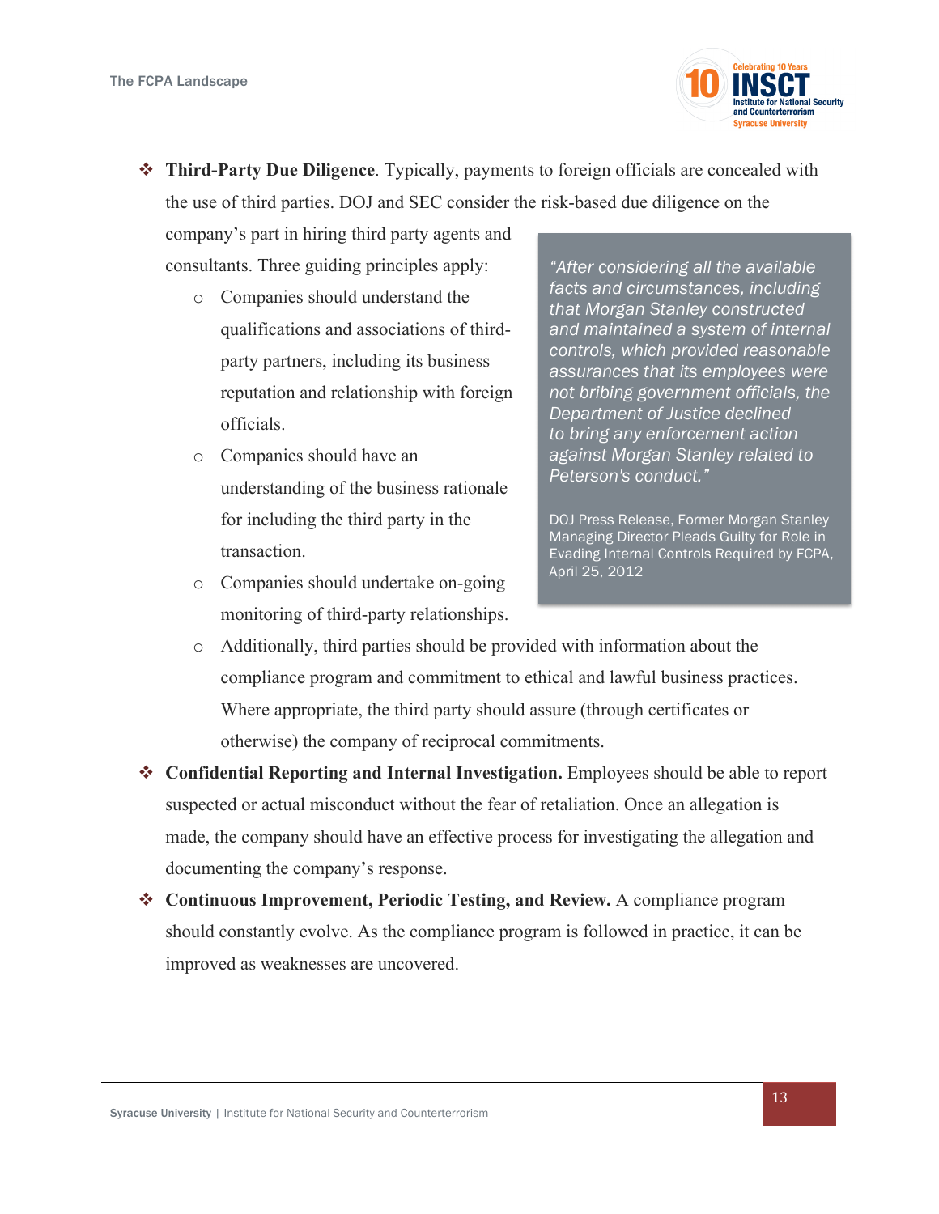- **Third-Party Due Diligence**. Typically, payments to foreign officials are concealed with the use of third parties. DOJ and SEC consider the risk-based due diligence on the company's part in hiring third party agents and consultants. Three guiding principles apply:
  - Companies should understand the qualifications and associations of third-party partners, including its business reputation and relationship with foreign officials.
  - Companies should have an understanding of the business rationale for including the third party in the transaction.
  - Companies should undertake on-going monitoring of third-party relationships.
  - Additionally, third parties should be provided with information about the compliance program and commitment to ethical and lawful business practices. Where appropriate, the third party should assure (through certificates or otherwise) the company of reciprocal commitments.

> *"After considering all the available facts and circumstances, including that Morgan Stanley constructed and maintained a system of internal controls, which provided reasonable assurances that its employees were not bribing government officials, the Department of Justice declined to bring any enforcement action against Morgan Stanley related to Peterson's conduct."*
>
> DOJ Press Release, Former Morgan Stanley Managing Director Pleads Guilty for Role in Evading Internal Controls Required by FCPA, April 25, 2012

- **Confidential Reporting and Internal Investigation.** Employees should be able to report suspected or actual misconduct without the fear of retaliation. Once an allegation is made, the company should have an effective process for investigating the allegation and documenting the company's response.
- **Continuous Improvement, Periodic Testing, and Review.** A compliance program should constantly evolve. As the compliance program is followed in practice, it can be improved as weaknesses are uncovered.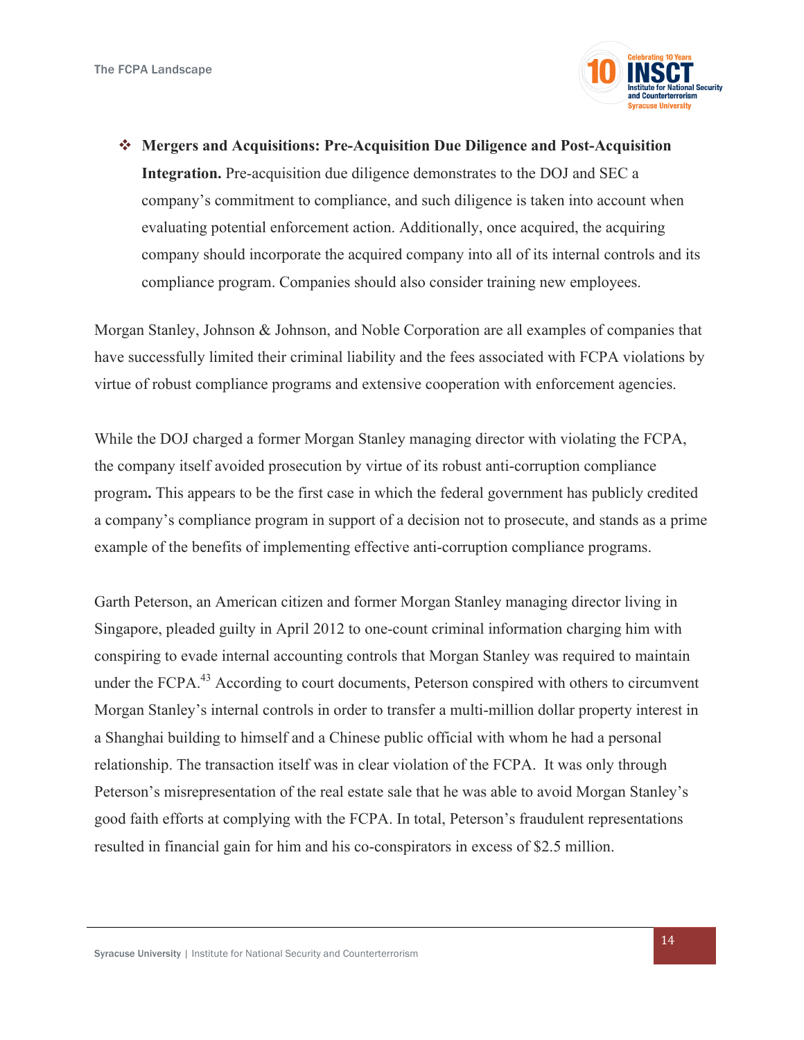- **Mergers and Acquisitions: Pre-Acquisition Due Diligence and Post-Acquisition Integration.** Pre-acquisition due diligence demonstrates to the DOJ and SEC a company's commitment to compliance, and such diligence is taken into account when evaluating potential enforcement action. Additionally, once acquired, the acquiring company should incorporate the acquired company into all of its internal controls and its compliance program. Companies should also consider training new employees.

Morgan Stanley, Johnson & Johnson, and Noble Corporation are all examples of companies that have successfully limited their criminal liability and the fees associated with FCPA violations by virtue of robust compliance programs and extensive cooperation with enforcement agencies.

While the DOJ charged a former Morgan Stanley managing director with violating the FCPA, the company itself avoided prosecution by virtue of its robust anti-corruption compliance program**.** This appears to be the first case in which the federal government has publicly credited a company's compliance program in support of a decision not to prosecute, and stands as a prime example of the benefits of implementing effective anti-corruption compliance programs.

Garth Peterson, an American citizen and former Morgan Stanley managing director living in Singapore, pleaded guilty in April 2012 to one-count criminal information charging him with conspiring to evade internal accounting controls that Morgan Stanley was required to maintain under the FCPA.[43] According to court documents, Peterson conspired with others to circumvent Morgan Stanley's internal controls in order to transfer a multi-million dollar property interest in a Shanghai building to himself and a Chinese public official with whom he had a personal relationship. The transaction itself was in clear violation of the FCPA. It was only through Peterson's misrepresentation of the real estate sale that he was able to avoid Morgan Stanley's good faith efforts at complying with the FCPA. In total, Peterson's fraudulent representations resulted in financial gain for him and his co-conspirators in excess of $2.5 million.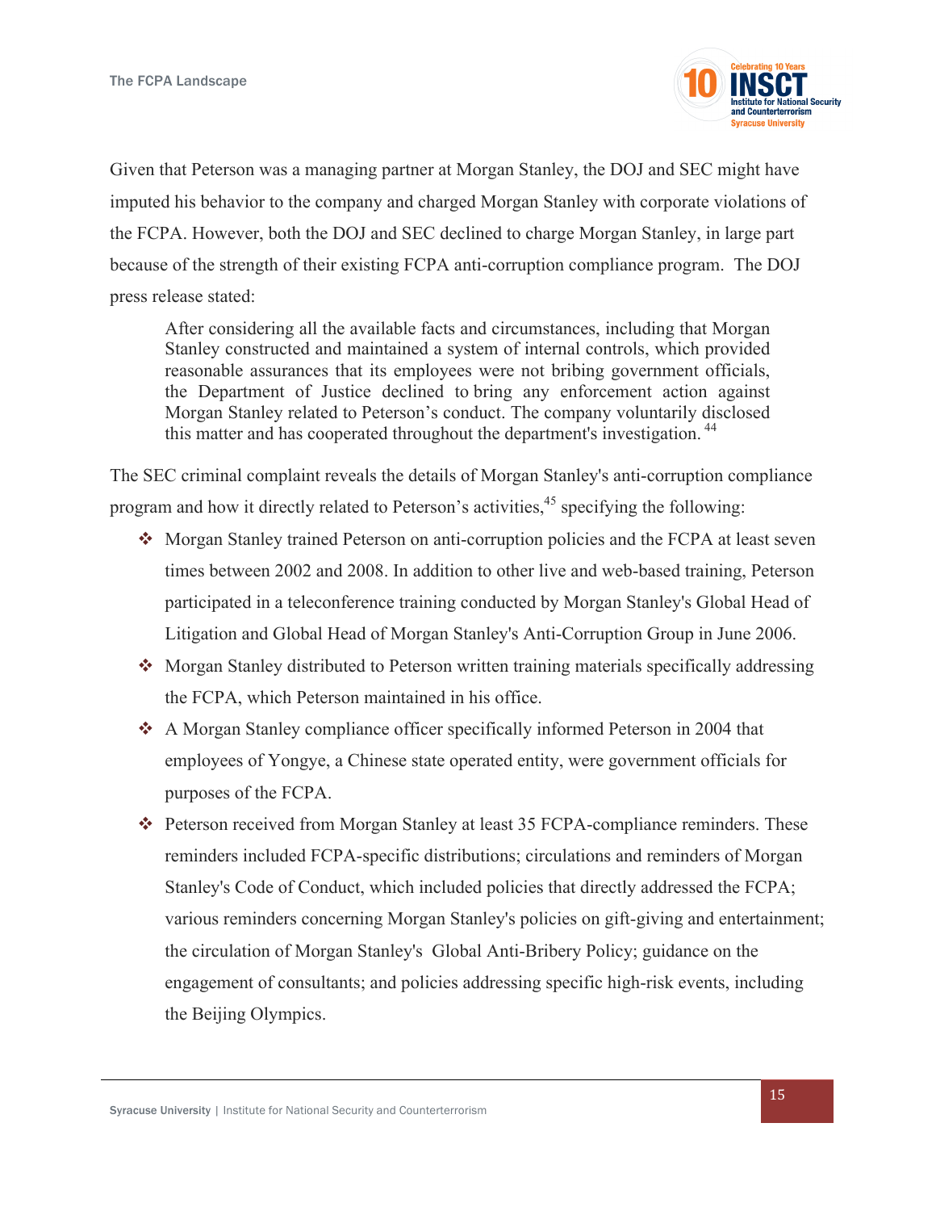Given that Peterson was a managing partner at Morgan Stanley, the DOJ and SEC might have imputed his behavior to the company and charged Morgan Stanley with corporate violations of the FCPA. However, both the DOJ and SEC declined to charge Morgan Stanley, in large part because of the strength of their existing FCPA anti-corruption compliance program. The DOJ press release stated:

> After considering all the available facts and circumstances, including that Morgan Stanley constructed and maintained a system of internal controls, which provided reasonable assurances that its employees were not bribing government officials, the Department of Justice declined to bring any enforcement action against Morgan Stanley related to Peterson's conduct. The company voluntarily disclosed this matter and has cooperated throughout the department's investigation. [44]

The SEC criminal complaint reveals the details of Morgan Stanley's anti-corruption compliance program and how it directly related to Peterson's activities,[45] specifying the following:

- Morgan Stanley trained Peterson on anti-corruption policies and the FCPA at least seven times between 2002 and 2008. In addition to other live and web-based training, Peterson participated in a teleconference training conducted by Morgan Stanley's Global Head of Litigation and Global Head of Morgan Stanley's Anti-Corruption Group in June 2006.
- Morgan Stanley distributed to Peterson written training materials specifically addressing the FCPA, which Peterson maintained in his office.
- A Morgan Stanley compliance officer specifically informed Peterson in 2004 that employees of Yongye, a Chinese state operated entity, were government officials for purposes of the FCPA.
- Peterson received from Morgan Stanley at least 35 FCPA-compliance reminders. These reminders included FCPA-specific distributions; circulations and reminders of Morgan Stanley's Code of Conduct, which included policies that directly addressed the FCPA; various reminders concerning Morgan Stanley's policies on gift-giving and entertainment; the circulation of Morgan Stanley's Global Anti-Bribery Policy; guidance on the engagement of consultants; and policies addressing specific high-risk events, including the Beijing Olympics.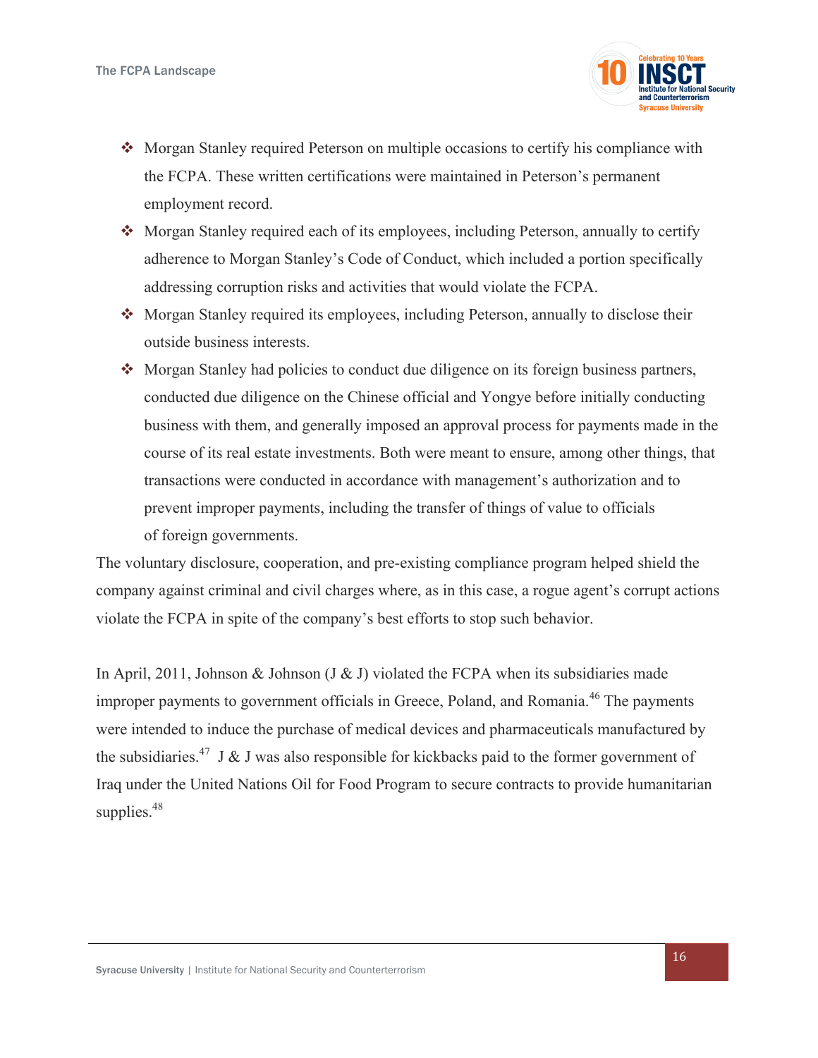- Morgan Stanley required Peterson on multiple occasions to certify his compliance with the FCPA. These written certifications were maintained in Peterson's permanent employment record.
- Morgan Stanley required each of its employees, including Peterson, annually to certify adherence to Morgan Stanley's Code of Conduct, which included a portion specifically addressing corruption risks and activities that would violate the FCPA.
- Morgan Stanley required its employees, including Peterson, annually to disclose their outside business interests.
- Morgan Stanley had policies to conduct due diligence on its foreign business partners, conducted due diligence on the Chinese official and Yongye before initially conducting business with them, and generally imposed an approval process for payments made in the course of its real estate investments. Both were meant to ensure, among other things, that transactions were conducted in accordance with management's authorization and to prevent improper payments, including the transfer of things of value to officials of foreign governments.

The voluntary disclosure, cooperation, and pre-existing compliance program helped shield the company against criminal and civil charges where, as in this case, a rogue agent's corrupt actions violate the FCPA in spite of the company's best efforts to stop such behavior.

In April, 2011, Johnson & Johnson (J & J) violated the FCPA when its subsidiaries made improper payments to government officials in Greece, Poland, and Romania.[46] The payments were intended to induce the purchase of medical devices and pharmaceuticals manufactured by the subsidiaries.[47] J & J was also responsible for kickbacks paid to the former government of Iraq under the United Nations Oil for Food Program to secure contracts to provide humanitarian supplies.[48]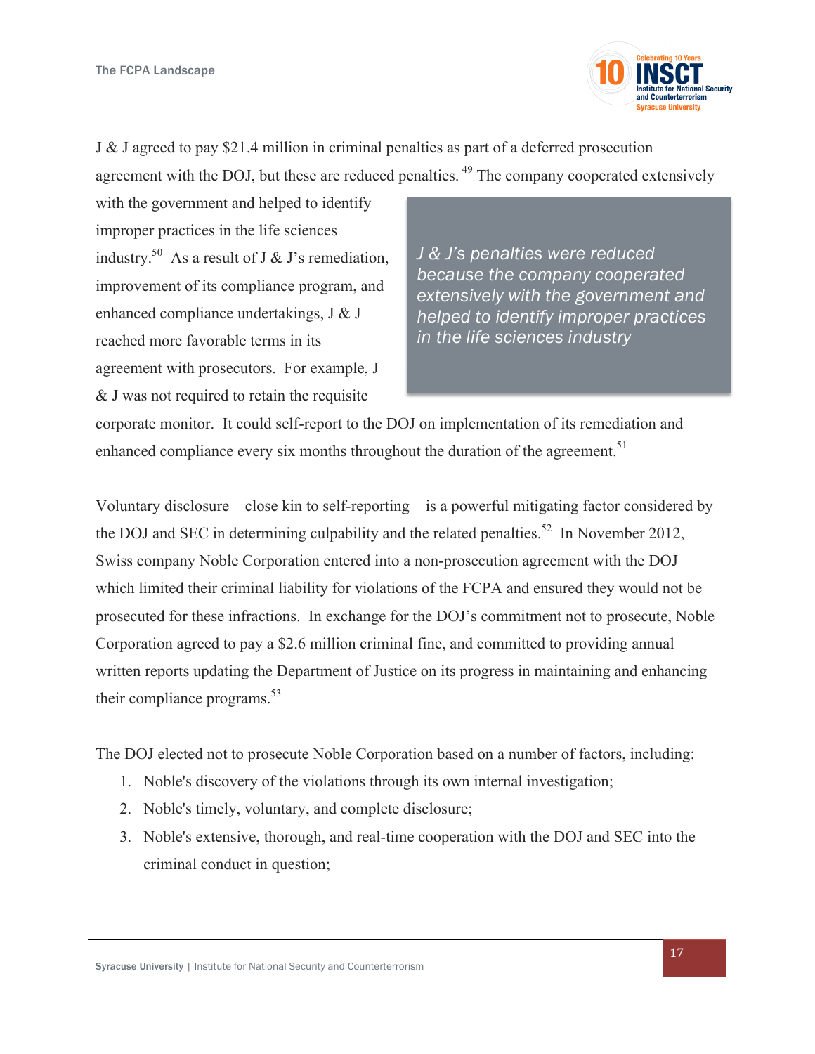J & J agreed to pay $21.4 million in criminal penalties as part of a deferred prosecution agreement with the DOJ, but these are reduced penalties.[49] The company cooperated extensively with the government and helped to identify improper practices in the life sciences industry.[50] As a result of J & J's remediation, improvement of its compliance program, and enhanced compliance undertakings, J & J reached more favorable terms in its agreement with prosecutors. For example, J & J was not required to retain the requisite corporate monitor. It could self-report to the DOJ on implementation of its remediation and enhanced compliance every six months throughout the duration of the agreement.[51]

> *J & J's penalties were reduced because the company cooperated extensively with the government and helped to identify improper practices in the life sciences industry*

Voluntary disclosure—close kin to self-reporting—is a powerful mitigating factor considered by the DOJ and SEC in determining culpability and the related penalties.[52] In November 2012, Swiss company Noble Corporation entered into a non-prosecution agreement with the DOJ which limited their criminal liability for violations of the FCPA and ensured they would not be prosecuted for these infractions. In exchange for the DOJ's commitment not to prosecute, Noble Corporation agreed to pay a $2.6 million criminal fine, and committed to providing annual written reports updating the Department of Justice on its progress in maintaining and enhancing their compliance programs.[53]

The DOJ elected not to prosecute Noble Corporation based on a number of factors, including:

1. Noble's discovery of the violations through its own internal investigation;
2. Noble's timely, voluntary, and complete disclosure;
3. Noble's extensive, thorough, and real-time cooperation with the DOJ and SEC into the criminal conduct in question;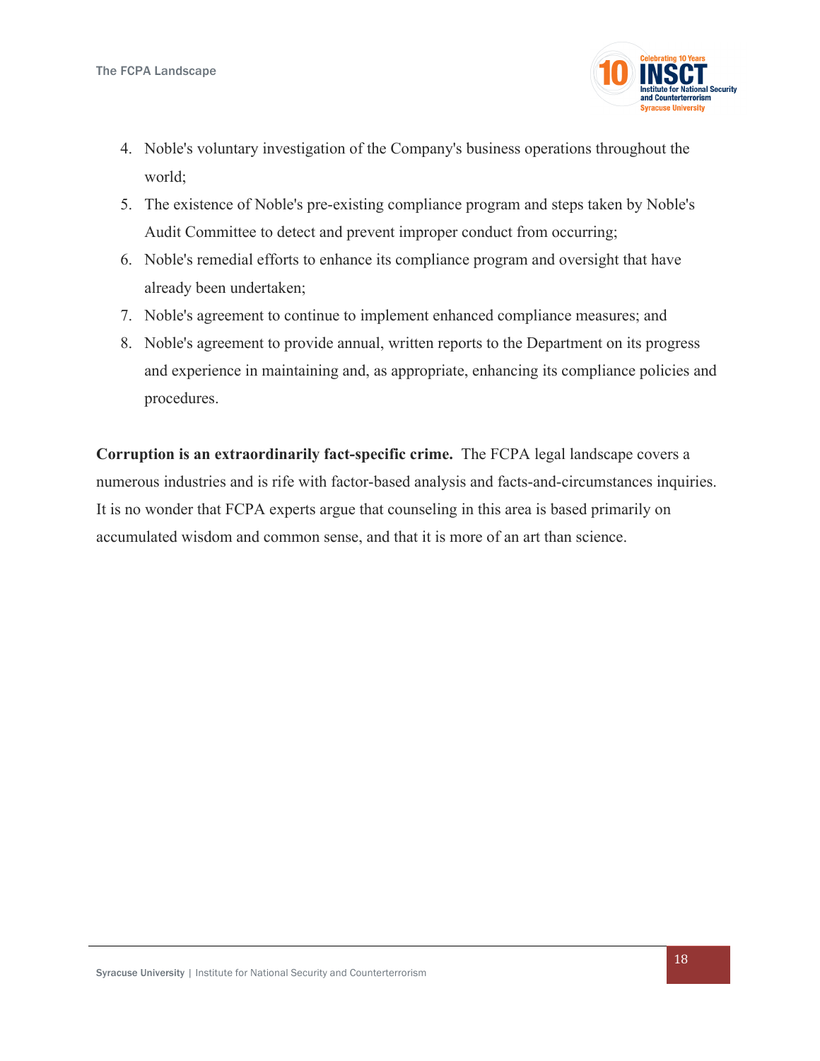4. Noble's voluntary investigation of the Company's business operations throughout the world;
5. The existence of Noble's pre-existing compliance program and steps taken by Noble's Audit Committee to detect and prevent improper conduct from occurring;
6. Noble's remedial efforts to enhance its compliance program and oversight that have already been undertaken;
7. Noble's agreement to continue to implement enhanced compliance measures; and
8. Noble's agreement to provide annual, written reports to the Department on its progress and experience in maintaining and, as appropriate, enhancing its compliance policies and procedures.

**Corruption is an extraordinarily fact-specific crime.** The FCPA legal landscape covers a numerous industries and is rife with factor-based analysis and facts-and-circumstances inquiries. It is no wonder that FCPA experts argue that counseling in this area is based primarily on accumulated wisdom and common sense, and that it is more of an art than science.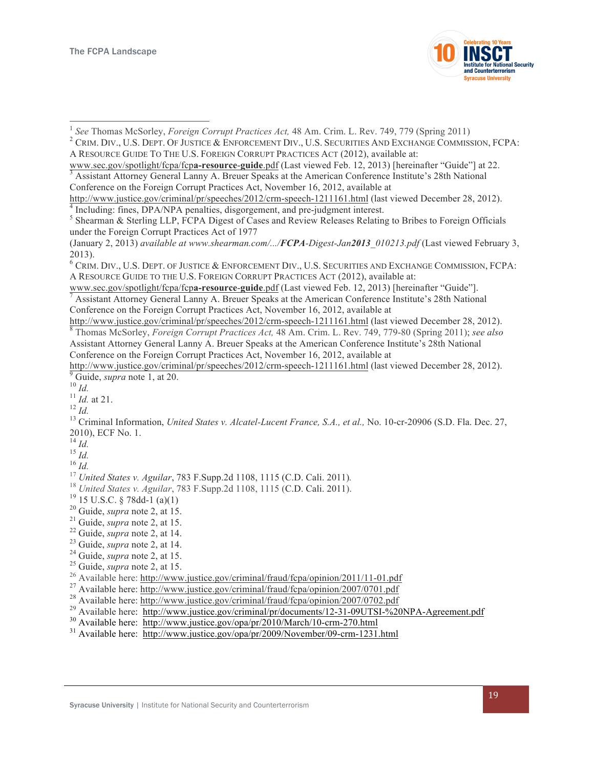[1] *See* Thomas McSorley, *Foreign Corrupt Practices Act,* 48 Am. Crim. L. Rev. 749, 779 (Spring 2011)

[2] CRIM. DIV., U.S. DEPT. OF JUSTICE & ENFORCEMENT DIV., U.S. SECURITIES AND EXCHANGE COMMISSION, FCPA: A RESOURCE GUIDE TO THE U.S. FOREIGN CORRUPT PRACTICES ACT (2012), available at: www.sec.gov/spotlight/fcpa/fcp**a-resource-guide**.pdf (Last viewed Feb. 12, 2013) [hereinafter "Guide"] at 22.

[3] Assistant Attorney General Lanny A. Breuer Speaks at the American Conference Institute's 28th National Conference on the Foreign Corrupt Practices Act, November 16, 2012, available at http://www.justice.gov/criminal/pr/speeches/2012/crm-speech-1211161.html (last viewed December 28, 2012).

[4] Including: fines, DPA/NPA penalties, disgorgement, and pre-judgment interest.

[5] Shearman & Sterling LLP, FCPA Digest of Cases and Review Releases Relating to Bribes to Foreign Officials under the Foreign Corrupt Practices Act of 1977 (January 2, 2013) *available at www.shearman.com/.../**FCPA**-Digest-Jan**2013**_010213.pdf* (Last viewed February 3, 2013).

[6] CRIM. DIV., U.S. DEPT. OF JUSTICE & ENFORCEMENT DIV., U.S. SECURITIES AND EXCHANGE COMMISSION, FCPA: A RESOURCE GUIDE TO THE U.S. FOREIGN CORRUPT PRACTICES ACT (2012), available at: www.sec.gov/spotlight/fcpa/fcp**a-resource-guide**.pdf (Last viewed Feb. 12, 2013) [hereinafter "Guide"].

[7] Assistant Attorney General Lanny A. Breuer Speaks at the American Conference Institute's 28th National Conference on the Foreign Corrupt Practices Act, November 16, 2012, available at http://www.justice.gov/criminal/pr/speeches/2012/crm-speech-1211161.html (last viewed December 28, 2012).

[8] Thomas McSorley, *Foreign Corrupt Practices Act,* 48 Am. Crim. L. Rev. 749, 779-80 (Spring 2011); *see also* Assistant Attorney General Lanny A. Breuer Speaks at the American Conference Institute's 28th National Conference on the Foreign Corrupt Practices Act, November 16, 2012, available at http://www.justice.gov/criminal/pr/speeches/2012/crm-speech-1211161.html (last viewed December 28, 2012).

[9] Guide, *supra* note 1, at 20.

[10] *Id.*

[11] *Id.* at 21.

[12] *Id.*

[13] Criminal Information, *United States v. Alcatel-Lucent France, S.A., et al.,* No. 10-cr-20906 (S.D. Fla. Dec. 27, 2010), ECF No. 1.

[14] *Id.*

[15] *Id.*

[16] *Id.*

[17] *United States v. Aguilar*, 783 F.Supp.2d 1108, 1115 (C.D. Cali. 2011).

[18] *United States v. Aguilar*, 783 F.Supp.2d 1108, 1115 (C.D. Cali. 2011).

[19] 15 U.S.C. § 78dd-1 (a)(1)

[20] Guide, *supra* note 2, at 15.

[21] Guide, *supra* note 2, at 15.

[22] Guide, *supra* note 2, at 14.

[23] Guide, *supra* note 2, at 14.

[24] Guide, *supra* note 2, at 15.

[25] Guide, *supra* note 2, at 15.

[26] Available here: http://www.justice.gov/criminal/fraud/fcpa/opinion/2011/11-01.pdf

[27] Available here: http://www.justice.gov/criminal/fraud/fcpa/opinion/2007/0701.pdf

[28] Available here: http://www.justice.gov/criminal/fraud/fcpa/opinion/2007/0702.pdf

[29] Available here: http://www.justice.gov/criminal/pr/documents/12-31-09UTSI-%20NPA-Agreement.pdf

[30] Available here: http://www.justice.gov/opa/pr/2010/March/10-crm-270.html

[31] Available here: http://www.justice.gov/opa/pr/2009/November/09-crm-1231.html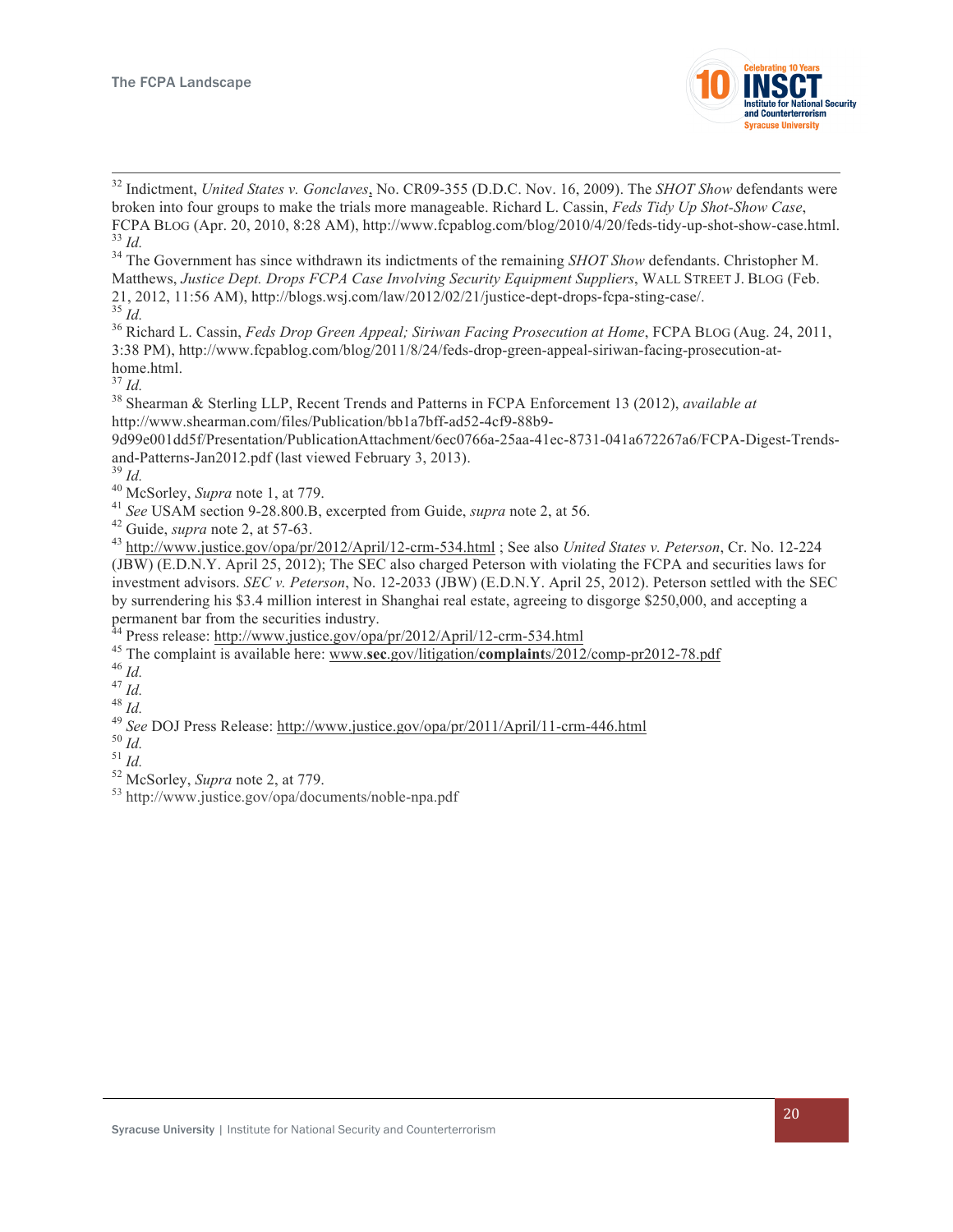[32] Indictment, *United States v. Gonclaves*, No. CR09-355 (D.D.C. Nov. 16, 2009). The *SHOT Show* defendants were broken into four groups to make the trials more manageable. Richard L. Cassin, *Feds Tidy Up Shot-Show Case*, FCPA BLOG (Apr. 20, 2010, 8:28 AM), http://www.fcpablog.com/blog/2010/4/20/feds-tidy-up-shot-show-case.html.

[33] *Id.*

[34] The Government has since withdrawn its indictments of the remaining *SHOT Show* defendants. Christopher M. Matthews, *Justice Dept. Drops FCPA Case Involving Security Equipment Suppliers*, WALL STREET J. BLOG (Feb. 21, 2012, 11:56 AM), http://blogs.wsj.com/law/2012/02/21/justice-dept-drops-fcpa-sting-case/.

[35] *Id.*

[36] Richard L. Cassin, *Feds Drop Green Appeal; Siriwan Facing Prosecution at Home*, FCPA BLOG (Aug. 24, 2011, 3:38 PM), http://www.fcpablog.com/blog/2011/8/24/feds-drop-green-appeal-siriwan-facing-prosecution-at-home.html.

[37] *Id.*

[38] Shearman & Sterling LLP, Recent Trends and Patterns in FCPA Enforcement 13 (2012), *available at* http://www.shearman.com/files/Publication/bb1a7bff-ad52-4cf9-88b9-9d99e001dd5f/Presentation/PublicationAttachment/6ec0766a-25aa-41ec-8731-041a672267a6/FCPA-Digest-Trends-and-Patterns-Jan2012.pdf (last viewed February 3, 2013).

[39] *Id.*

[40] McSorley, *Supra* note 1, at 779.

[41] *See* USAM section 9-28.800.B, excerpted from Guide, *supra* note 2, at 56.

[42] Guide, *supra* note 2, at 57-63.

[43] http://www.justice.gov/opa/pr/2012/April/12-crm-534.html ; See also *United States v. Peterson*, Cr. No. 12-224 (JBW) (E.D.N.Y. April 25, 2012); The SEC also charged Peterson with violating the FCPA and securities laws for investment advisors. *SEC v. Peterson*, No. 12-2033 (JBW) (E.D.N.Y. April 25, 2012). Peterson settled with the SEC by surrendering his $3.4 million interest in Shanghai real estate, agreeing to disgorge $250,000, and accepting a permanent bar from the securities industry.

[44] Press release: http://www.justice.gov/opa/pr/2012/April/12-crm-534.html

[45] The complaint is available here: www.**sec**.gov/litigation/**complaint**s/2012/comp-pr2012-78.pdf

[46] *Id.*

[47] *Id.*

[48] *Id.*

[49] *See* DOJ Press Release: http://www.justice.gov/opa/pr/2011/April/11-crm-446.html

[50] *Id.*

[51] *Id.*

[52] McSorley, *Supra* note 2, at 779.

[53] http://www.justice.gov/opa/documents/noble-npa.pdf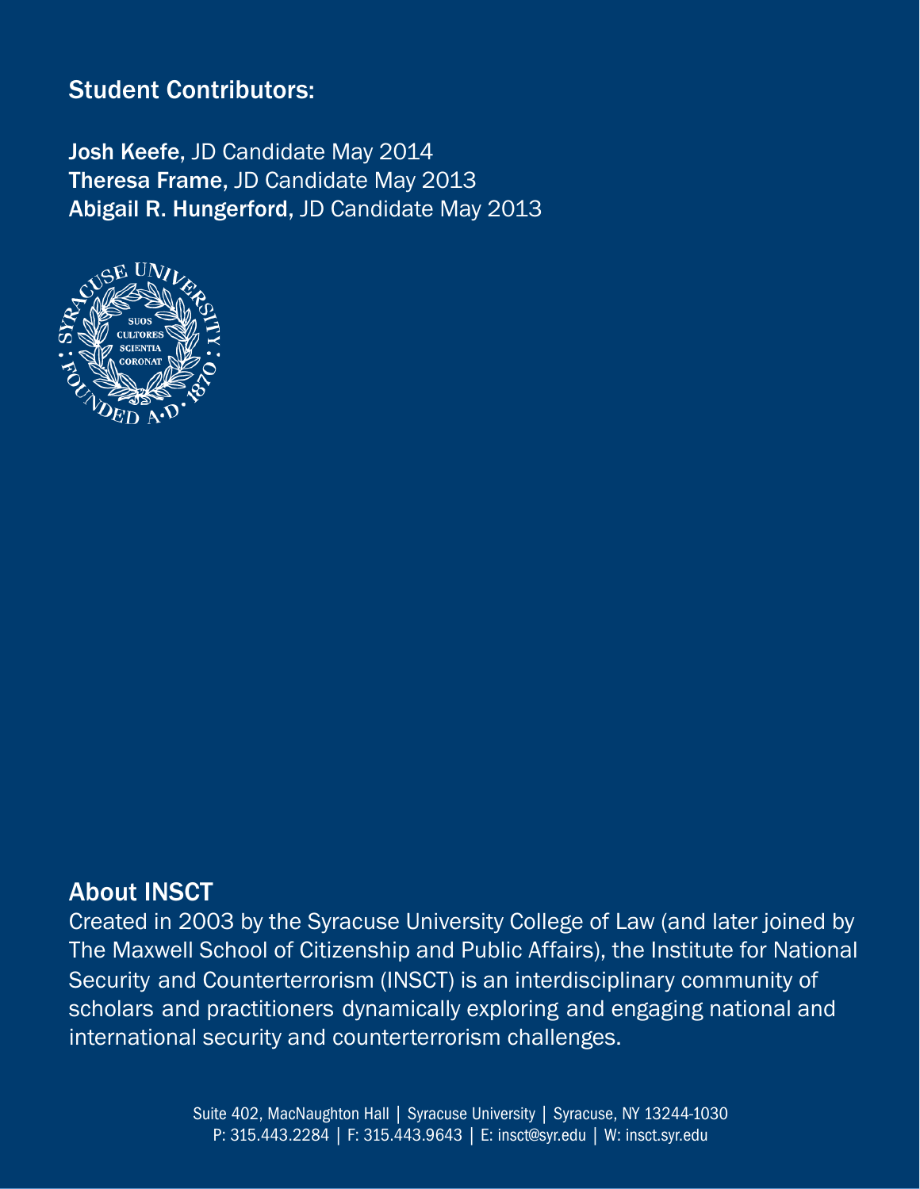## Student Contributors:

**Josh Keefe**, JD Candidate May 2014
**Theresa Frame**, JD Candidate May 2013
**Abigail R. Hungerford**, JD Candidate May 2013

## About INSCT

Created in 2003 by the Syracuse University College of Law (and later joined by The Maxwell School of Citizenship and Public Affairs), the Institute for National Security and Counterterrorism (INSCT) is an interdisciplinary community of scholars and practitioners dynamically exploring and engaging national and international security and counterterrorism challenges.

Suite 402, MacNaughton Hall | Syracuse University | Syracuse, NY 13244-1030
P: 315.443.2284 | F: 315.443.9643 | E: insct@syr.edu | W: insct.syr.edu